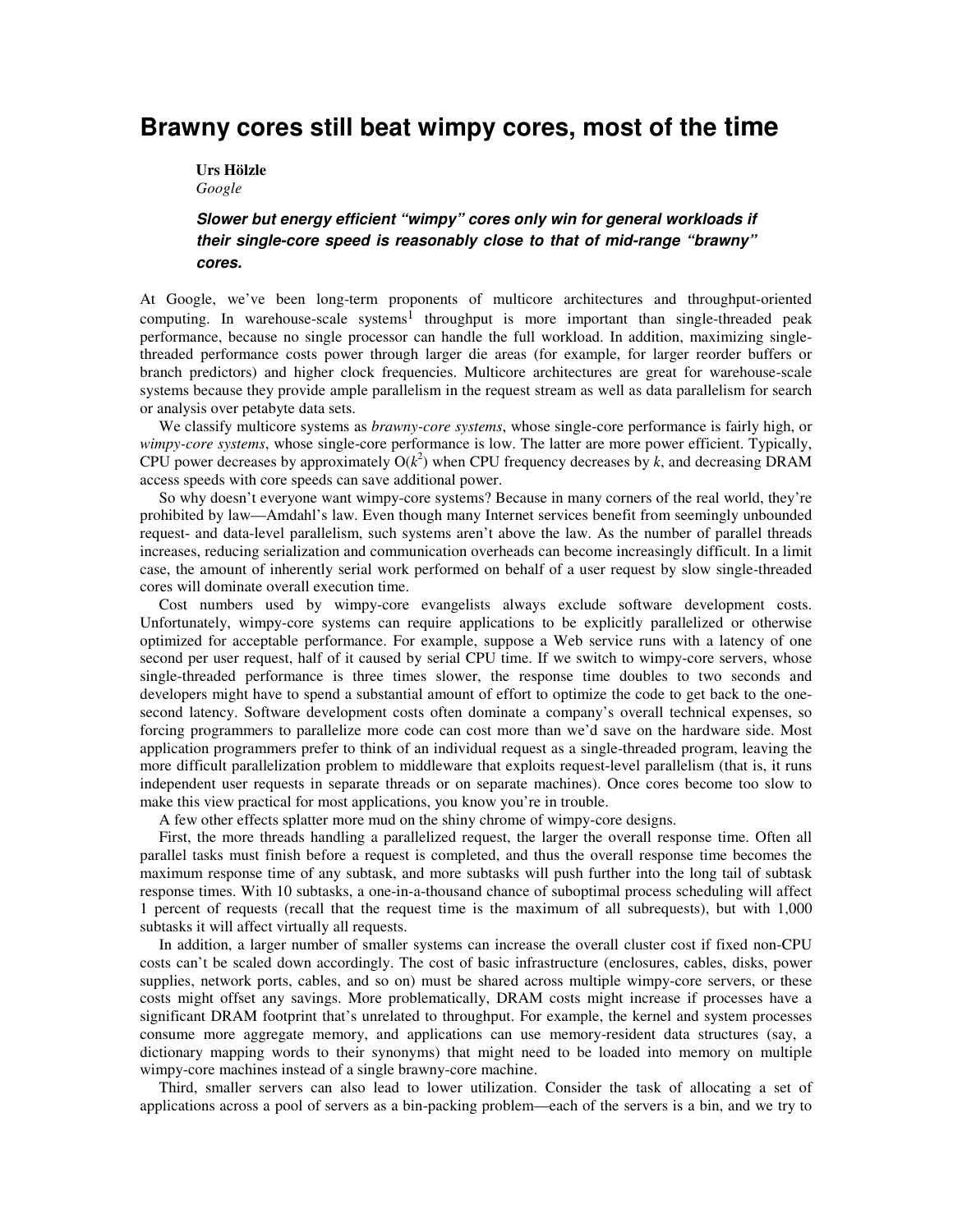# Brawny cores still beat wimpy cores, most of the time

**Urs Hölzle**
*Google*

***Slower but energy efficient "wimpy" cores only win for general workloads if their single-core speed is reasonably close to that of mid-range "brawny" cores.***

At Google, we've been long-term proponents of multicore architectures and throughput-oriented computing. In warehouse-scale systems[1] throughput is more important than single-threaded peak performance, because no single processor can handle the full workload. In addition, maximizing single-threaded performance costs power through larger die areas (for example, for larger reorder buffers or branch predictors) and higher clock frequencies. Multicore architectures are great for warehouse-scale systems because they provide ample parallelism in the request stream as well as data parallelism for search or analysis over petabyte data sets.

We classify multicore systems as *brawny-core systems*, whose single-core performance is fairly high, or *wimpy-core systems*, whose single-core performance is low. The latter are more power efficient. Typically, CPU power decreases by approximately $O(k^2)$ when CPU frequency decreases by $k$, and decreasing DRAM access speeds with core speeds can save additional power.

So why doesn't everyone want wimpy-core systems? Because in many corners of the real world, they're prohibited by law—Amdahl's law. Even though many Internet services benefit from seemingly unbounded request- and data-level parallelism, such systems aren't above the law. As the number of parallel threads increases, reducing serialization and communication overheads can become increasingly difficult. In a limit case, the amount of inherently serial work performed on behalf of a user request by slow single-threaded cores will dominate overall execution time.

Cost numbers used by wimpy-core evangelists always exclude software development costs. Unfortunately, wimpy-core systems can require applications to be explicitly parallelized or otherwise optimized for acceptable performance. For example, suppose a Web service runs with a latency of one second per user request, half of it caused by serial CPU time. If we switch to wimpy-core servers, whose single-threaded performance is three times slower, the response time doubles to two seconds and developers might have to spend a substantial amount of effort to optimize the code to get back to the one-second latency. Software development costs often dominate a company's overall technical expenses, so forcing programmers to parallelize more code can cost more than we'd save on the hardware side. Most application programmers prefer to think of an individual request as a single-threaded program, leaving the more difficult parallelization problem to middleware that exploits request-level parallelism (that is, it runs independent user requests in separate threads or on separate machines). Once cores become too slow to make this view practical for most applications, you know you're in trouble.

A few other effects splatter more mud on the shiny chrome of wimpy-core designs.

First, the more threads handling a parallelized request, the larger the overall response time. Often all parallel tasks must finish before a request is completed, and thus the overall response time becomes the maximum response time of any subtask, and more subtasks will push further into the long tail of subtask response times. With 10 subtasks, a one-in-a-thousand chance of suboptimal process scheduling will affect 1 percent of requests (recall that the request time is the maximum of all subrequests), but with 1,000 subtasks it will affect virtually all requests.

In addition, a larger number of smaller systems can increase the overall cluster cost if fixed non-CPU costs can't be scaled down accordingly. The cost of basic infrastructure (enclosures, cables, disks, power supplies, network ports, cables, and so on) must be shared across multiple wimpy-core servers, or these costs might offset any savings. More problematically, DRAM costs might increase if processes have a significant DRAM footprint that's unrelated to throughput. For example, the kernel and system processes consume more aggregate memory, and applications can use memory-resident data structures (say, a dictionary mapping words to their synonyms) that might need to be loaded into memory on multiple wimpy-core machines instead of a single brawny-core machine.

Third, smaller servers can also lead to lower utilization. Consider the task of allocating a set of applications across a pool of servers as a bin-packing problem—each of the servers is a bin, and we try to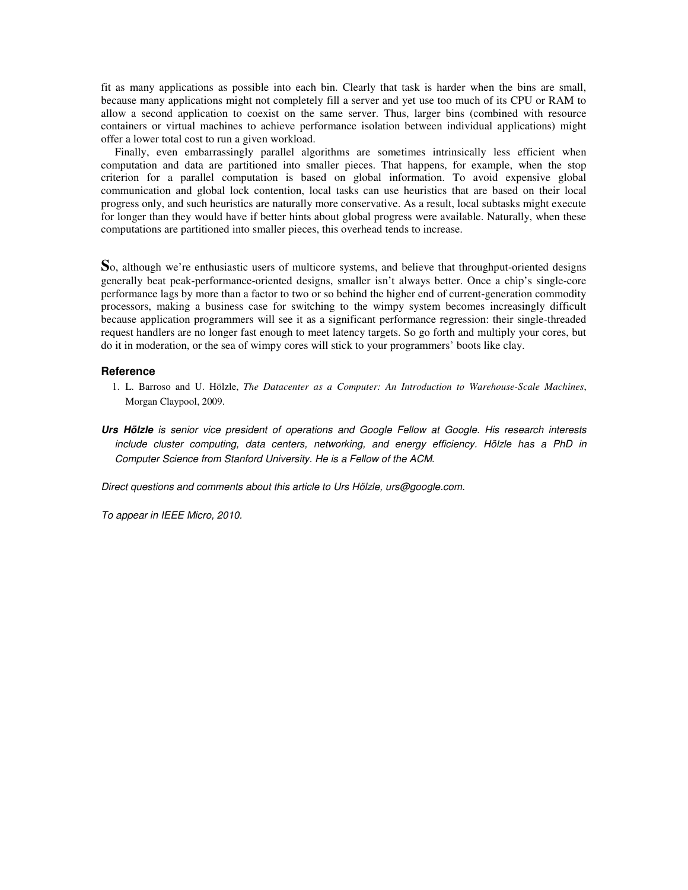fit as many applications as possible into each bin. Clearly that task is harder when the bins are small, because many applications might not completely fill a server and yet use too much of its CPU or RAM to allow a second application to coexist on the same server. Thus, larger bins (combined with resource containers or virtual machines to achieve performance isolation between individual applications) might offer a lower total cost to run a given workload.

Finally, even embarrassingly parallel algorithms are sometimes intrinsically less efficient when computation and data are partitioned into smaller pieces. That happens, for example, when the stop criterion for a parallel computation is based on global information. To avoid expensive global communication and global lock contention, local tasks can use heuristics that are based on their local progress only, and such heuristics are naturally more conservative. As a result, local subtasks might execute for longer than they would have if better hints about global progress were available. Naturally, when these computations are partitioned into smaller pieces, this overhead tends to increase.

So, although we're enthusiastic users of multicore systems, and believe that throughput-oriented designs generally beat peak-performance-oriented designs, smaller isn't always better. Once a chip's single-core performance lags by more than a factor to two or so behind the higher end of current-generation commodity processors, making a business case for switching to the wimpy system becomes increasingly difficult because application programmers will see it as a significant performance regression: their single-threaded request handlers are no longer fast enough to meet latency targets. So go forth and multiply your cores, but do it in moderation, or the sea of wimpy cores will stick to your programmers' boots like clay.

### Reference

1. L. Barroso and U. Hölzle, *The Datacenter as a Computer: An Introduction to Warehouse-Scale Machines*, Morgan Claypool, 2009.

***Urs Hölzle*** *is senior vice president of operations and Google Fellow at Google. His research interests include cluster computing, data centers, networking, and energy efficiency. Hölzle has a PhD in Computer Science from Stanford University. He is a Fellow of the ACM.*

*Direct questions and comments about this article to Urs Hölzle, urs@google.com.*

*To appear in IEEE Micro, 2010.*